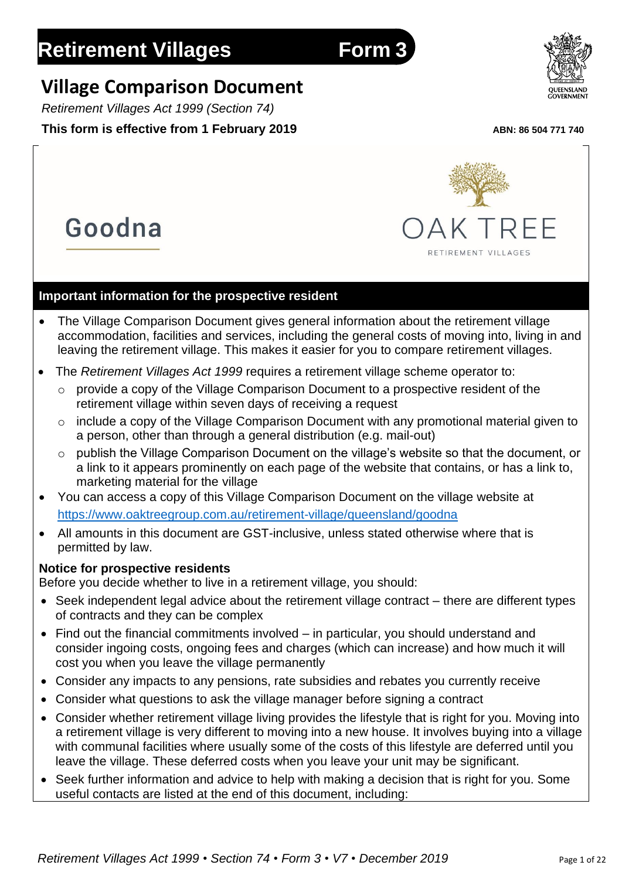# Retirement Villages Form 3

## Village Comparison Document

*Retirement Villages Act 1999 (Section 74)*

**This form is effective from 1 February 2019**

**ABN: 86 504 771 740**

Goodna

OAK TREE

RETIREMENT VILLAGES

### Important information for the prospective resident

- The Village Comparison Document gives general information about the retirement village accommodation, facilities and services, including the general costs of moving into, living in and leaving the retirement village. This makes it easier for you to compare retirement villages.
- The *Retirement Villages Act 1999* requires a retirement village scheme operator to:
  - provide a copy of the Village Comparison Document to a prospective resident of the retirement village within seven days of receiving a request
  - include a copy of the Village Comparison Document with any promotional material given to a person, other than through a general distribution (e.g. mail-out)
  - publish the Village Comparison Document on the village's website so that the document, or a link to it appears prominently on each page of the website that contains, or has a link to, marketing material for the village
- You can access a copy of this Village Comparison Document on the village website at https://www.oaktreegroup.com.au/retirement-village/queensland/goodna
- All amounts in this document are GST-inclusive, unless stated otherwise where that is permitted by law.

**Notice for prospective residents**

Before you decide whether to live in a retirement village, you should:

- Seek independent legal advice about the retirement village contract – there are different types of contracts and they can be complex
- Find out the financial commitments involved – in particular, you should understand and consider ingoing costs, ongoing fees and charges (which can increase) and how much it will cost you when you leave the village permanently
- Consider any impacts to any pensions, rate subsidies and rebates you currently receive
- Consider what questions to ask the village manager before signing a contract
- Consider whether retirement village living provides the lifestyle that is right for you. Moving into a retirement village is very different to moving into a new house. It involves buying into a village with communal facilities where usually some of the costs of this lifestyle are deferred until you leave the village. These deferred costs when you leave your unit may be significant.
- Seek further information and advice to help with making a decision that is right for you. Some useful contacts are listed at the end of this document, including:

*Retirement Villages Act 1999 • Section 74 • Form 3 • V7 • December 2019*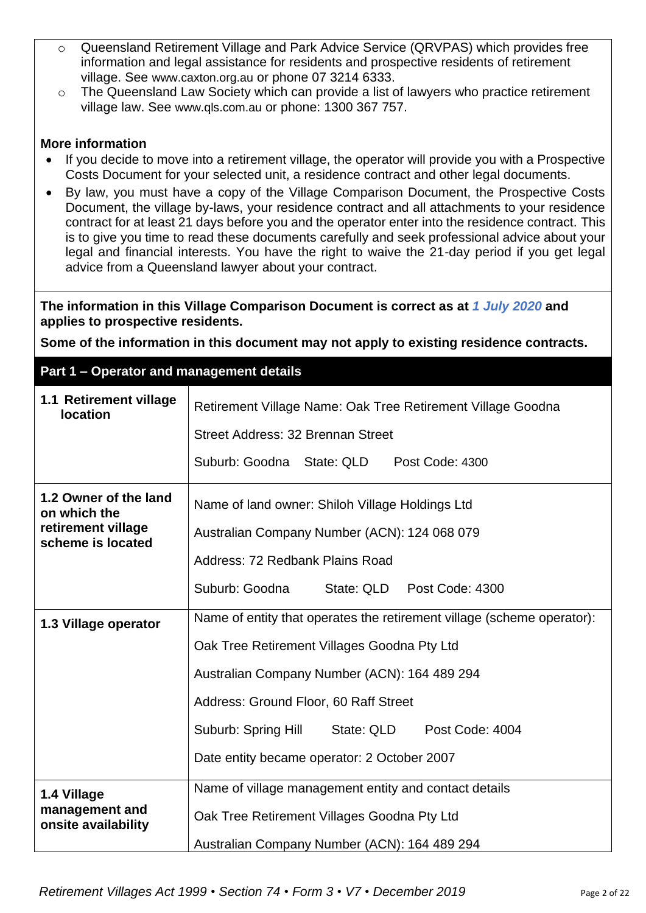- Queensland Retirement Village and Park Advice Service (QRVPAS) which provides free information and legal assistance for residents and prospective residents of retirement village. See www.caxton.org.au or phone 07 3214 6333.
- The Queensland Law Society which can provide a list of lawyers who practice retirement village law. See www.qls.com.au or phone: 1300 367 757.

**More information**

- If you decide to move into a retirement village, the operator will provide you with a Prospective Costs Document for your selected unit, a residence contract and other legal documents.
- By law, you must have a copy of the Village Comparison Document, the Prospective Costs Document, the village by-laws, your residence contract and all attachments to your residence contract for at least 21 days before you and the operator enter into the residence contract. This is to give you time to read these documents carefully and seek professional advice about your legal and financial interests. You have the right to waive the 21-day period if you get legal advice from a Queensland lawyer about your contract.

**The information in this Village Comparison Document is correct as at *1 July 2020* and applies to prospective residents.**

**Some of the information in this document may not apply to existing residence contracts.**

## Part 1 – Operator and management details

| | |
|---|---|
| **1.1 Retirement village location** | Retirement Village Name: Oak Tree Retirement Village Goodna<br>Street Address: 32 Brennan Street<br>Suburb: Goodna State: QLD Post Code: 4300 |
| **1.2 Owner of the land on which the retirement village scheme is located** | Name of land owner: Shiloh Village Holdings Ltd<br>Australian Company Number (ACN): 124 068 079<br>Address: 72 Redbank Plains Road<br>Suburb: Goodna State: QLD Post Code: 4300 |
| **1.3 Village operator** | Name of entity that operates the retirement village (scheme operator):<br>Oak Tree Retirement Villages Goodna Pty Ltd<br>Australian Company Number (ACN): 164 489 294<br>Address: Ground Floor, 60 Raff Street<br>Suburb: Spring Hill State: QLD Post Code: 4004<br>Date entity became operator: 2 October 2007 |
| **1.4 Village management and onsite availability** | Name of village management entity and contact details<br>Oak Tree Retirement Villages Goodna Pty Ltd<br>Australian Company Number (ACN): 164 489 294 |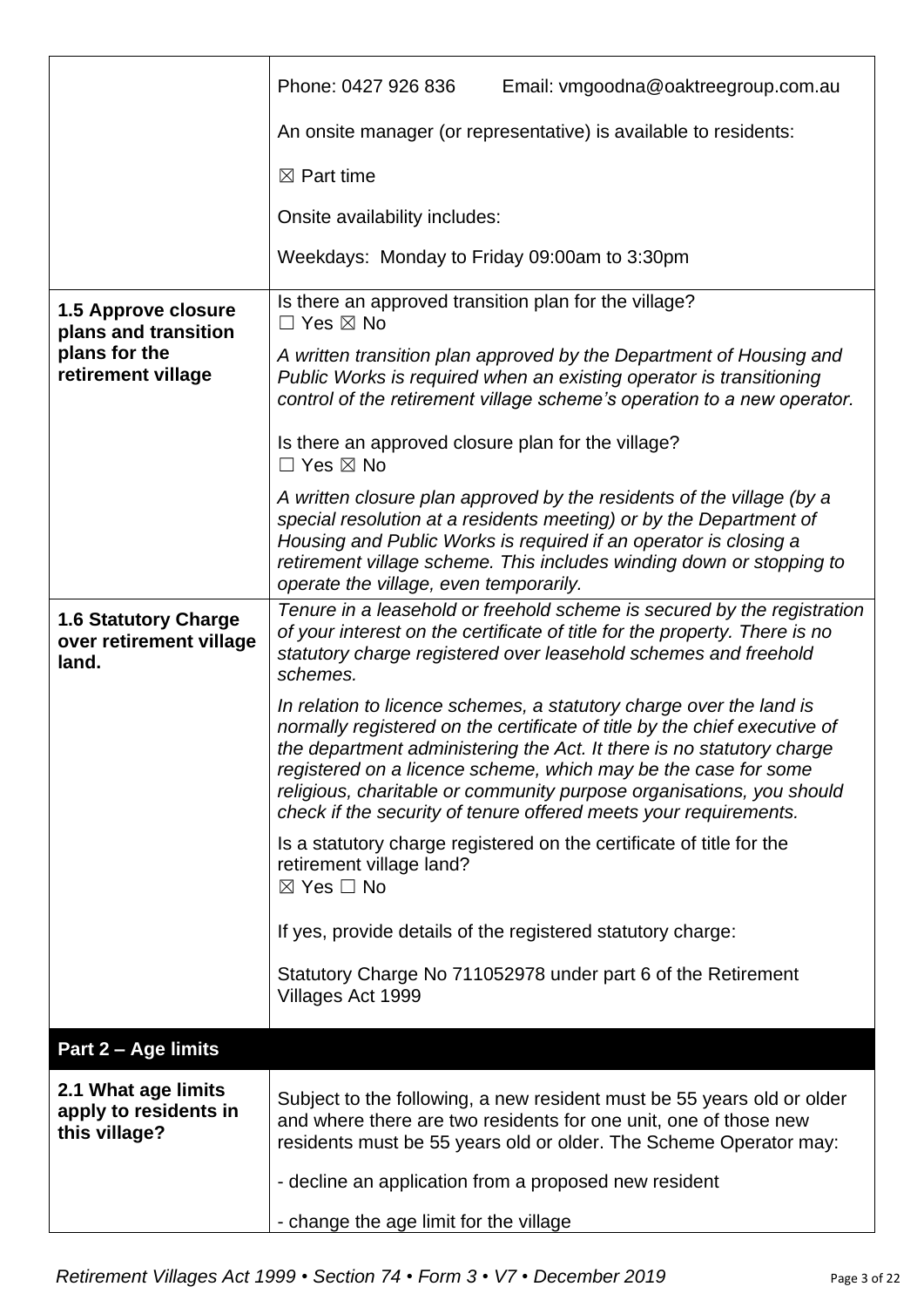| | |
|---|---|
| | Phone: 0427 926 836 Email: vmgoodna@oaktreegroup.com.au<br><br>An onsite manager (or representative) is available to residents:<br><br>☒ Part time<br><br>Onsite availability includes:<br><br>Weekdays: Monday to Friday 09:00am to 3:30pm |
| **1.5 Approve closure plans and transition plans for the retirement village** | Is there an approved transition plan for the village?<br>☐ Yes ☒ No<br><br>*A written transition plan approved by the Department of Housing and Public Works is required when an existing operator is transitioning control of the retirement village scheme's operation to a new operator.*<br><br>Is there an approved closure plan for the village?<br>☐ Yes ☒ No<br><br>*A written closure plan approved by the residents of the village (by a special resolution at a residents meeting) or by the Department of Housing and Public Works is required if an operator is closing a retirement village scheme. This includes winding down or stopping to operate the village, even temporarily.* |
| **1.6 Statutory Charge over retirement village land.** | *Tenure in a leasehold or freehold scheme is secured by the registration of your interest on the certificate of title for the property. There is no statutory charge registered over leasehold schemes and freehold schemes.*<br><br>*In relation to licence schemes, a statutory charge over the land is normally registered on the certificate of title by the chief executive of the department administering the Act. It there is no statutory charge registered on a licence scheme, which may be the case for some religious, charitable or community purpose organisations, you should check if the security of tenure offered meets your requirements.*<br><br>Is a statutory charge registered on the certificate of title for the retirement village land?<br>☒ Yes ☐ No<br><br>If yes, provide details of the registered statutory charge:<br><br>Statutory Charge No 711052978 under part 6 of the Retirement Villages Act 1999 |
| **Part 2 – Age limits** | |
| **2.1 What age limits apply to residents in this village?** | Subject to the following, a new resident must be 55 years old or older and where there are two residents for one unit, one of those new residents must be 55 years old or older. The Scheme Operator may:<br><br>- decline an application from a proposed new resident<br><br>- change the age limit for the village |

*Retirement Villages Act 1999 • Section 74 • Form 3 • V7 • December 2019*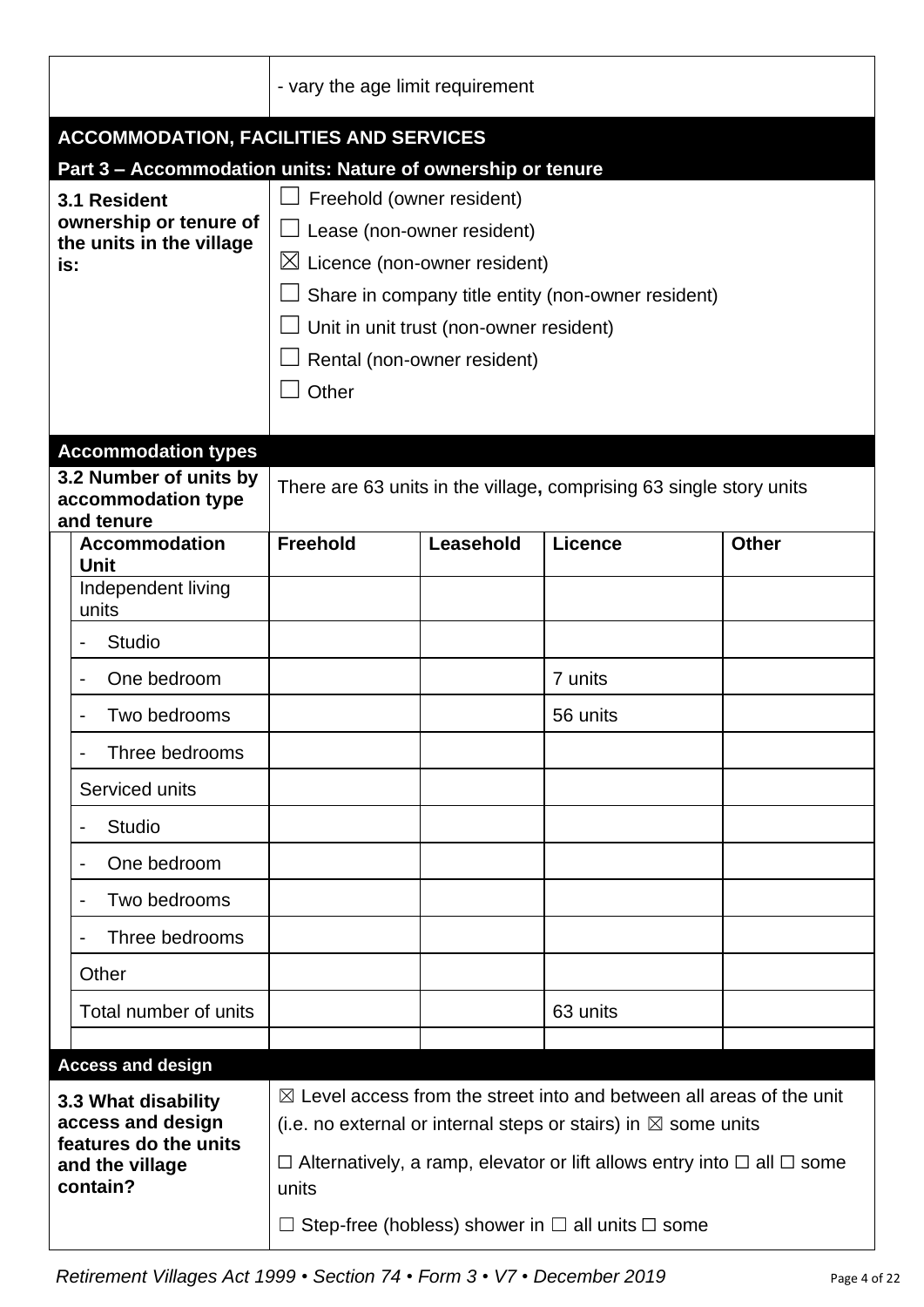| | - vary the age limit requirement |
|---|---|

## ACCOMMODATION, FACILITIES AND SERVICES

### Part 3 – Accommodation units: Nature of ownership or tenure

| **3.1 Resident ownership or tenure of the units in the village is:** | ☐ Freehold (owner resident)<br>☐ Lease (non-owner resident)<br>☒ Licence (non-owner resident)<br>☐ Share in company title entity (non-owner resident)<br>☐ Unit in unit trust (non-owner resident)<br>☐ Rental (non-owner resident)<br>☐ Other |
|---|---|

### Accommodation types

**3.2 Number of units by accommodation type and tenure**

There are 63 units in the village**,** comprising 63 single story units

| **Accommodation Unit** | **Freehold** | **Leasehold** | **Licence** | **Other** |
|---|---|---|---|---|
| Independent living units | | | | |
| - Studio | | | | |
| - One bedroom | | | 7 units | |
| - Two bedrooms | | | 56 units | |
| - Three bedrooms | | | | |
| Serviced units | | | | |
| - Studio | | | | |
| - One bedroom | | | | |
| - Two bedrooms | | | | |
| - Three bedrooms | | | | |
| Other | | | | |
| Total number of units | | | 63 units | |
| | | | | |

### Access and design

| **3.3 What disability access and design features do the units and the village contain?** | ☒ Level access from the street into and between all areas of the unit (i.e. no external or internal steps or stairs) in ☒ some units<br>☐ Alternatively, a ramp, elevator or lift allows entry into ☐ all ☐ some units<br>☐ Step-free (hobless) shower in ☐ all units ☐ some |
|---|---|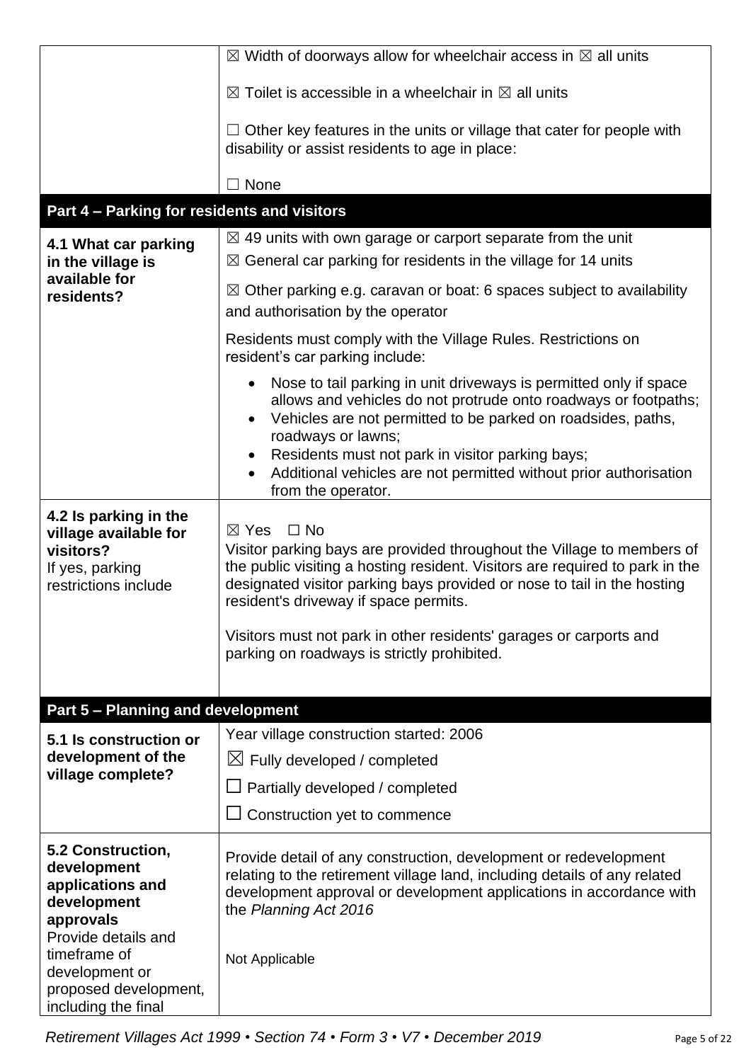| | |
|---|---|
| | ☒ Width of doorways allow for wheelchair access in ☒ all units<br><br>☒ Toilet is accessible in a wheelchair in ☒ all units<br><br>☐ Other key features in the units or village that cater for people with disability or assist residents to age in place:<br><br>☐ None |

## Part 4 – Parking for residents and visitors

| | |
|---|---|
| **4.1 What car parking in the village is available for residents?** | ☒ 49 units with own garage or carport separate from the unit<br>☒ General car parking for residents in the village for 14 units<br>☒ Other parking e.g. caravan or boat: 6 spaces subject to availability and authorisation by the operator<br><br>Residents must comply with the Village Rules. Restrictions on resident's car parking include:<br>• Nose to tail parking in unit driveways is permitted only if space allows and vehicles do not protrude onto roadways or footpaths;<br>• Vehicles are not permitted to be parked on roadsides, paths, roadways or lawns;<br>• Residents must not park in visitor parking bays;<br>• Additional vehicles are not permitted without prior authorisation from the operator. |
| **4.2 Is parking in the village available for visitors?**<br>If yes, parking restrictions include | ☒ Yes ☐ No<br>Visitor parking bays are provided throughout the Village to members of the public visiting a hosting resident. Visitors are required to park in the designated visitor parking bays provided or nose to tail in the hosting resident's driveway if space permits.<br><br>Visitors must not park in other residents' garages or carports and parking on roadways is strictly prohibited. |

## Part 5 – Planning and development

| | |
|---|---|
| **5.1 Is construction or development of the village complete?** | Year village construction started: 2006<br>☒ Fully developed / completed<br>☐ Partially developed / completed<br>☐ Construction yet to commence |
| **5.2 Construction, development applications and development approvals**<br>Provide details and timeframe of development or proposed development, including the final | Provide detail of any construction, development or redevelopment relating to the retirement village land, including details of any related development approval or development applications in accordance with the *Planning Act 2016*<br><br>Not Applicable |

*Retirement Villages Act 1999 • Section 74 • Form 3 • V7 • December 2019*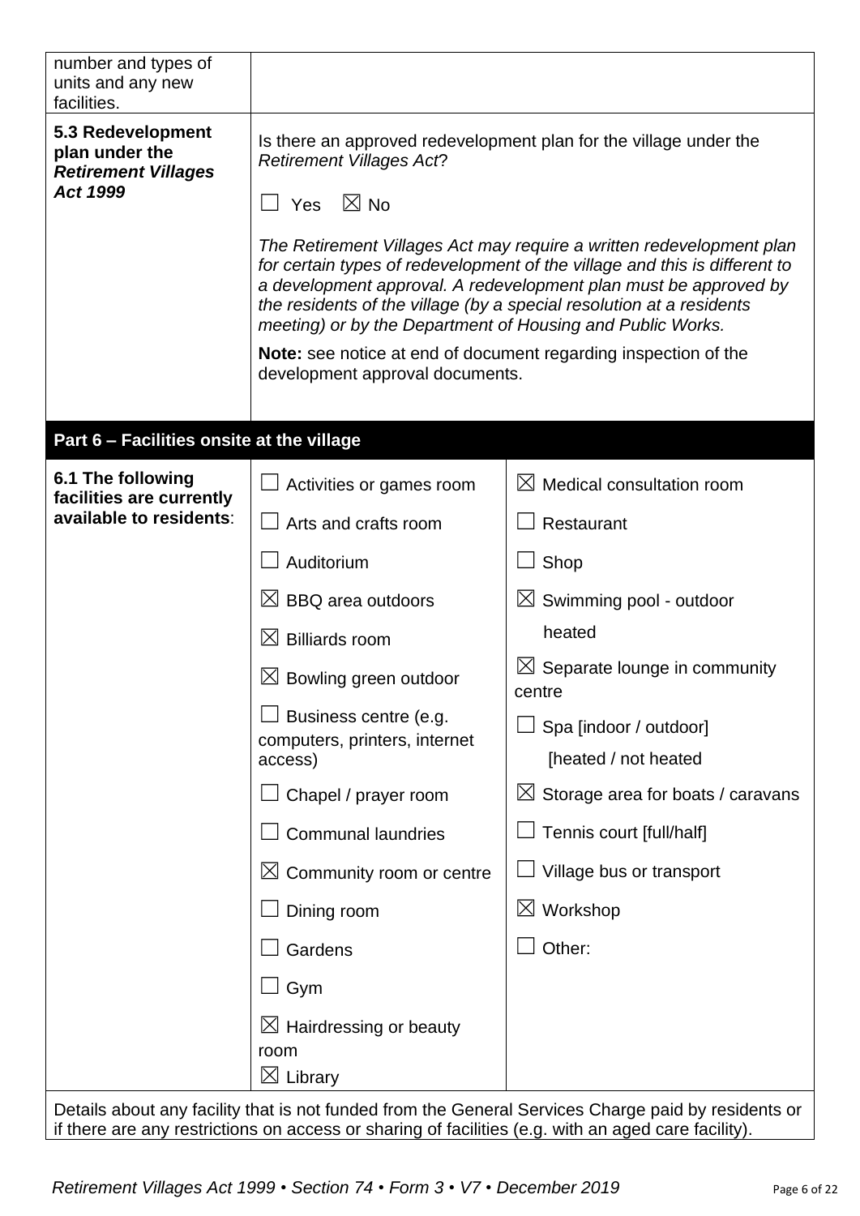| | |
|---|---|
| number and types of units and any new facilities. | |
| **5.3 Redevelopment plan under the *Retirement Villages Act 1999*** | Is there an approved redevelopment plan for the village under the *Retirement Villages Act*?<br><br>☐ Yes ☒ No<br><br>*The Retirement Villages Act may require a written redevelopment plan for certain types of redevelopment of the village and this is different to a development approval. A redevelopment plan must be approved by the residents of the village (by a special resolution at a residents meeting) or by the Department of Housing and Public Works.*<br><br>**Note:** see notice at end of document regarding inspection of the development approval documents. |

## Part 6 – Facilities onsite at the village

| | | |
|---|---|---|
| **6.1 The following facilities are currently available to residents**: | ☐ Activities or games room | ☒ Medical consultation room |
| | ☐ Arts and crafts room | ☐ Restaurant |
| | ☐ Auditorium | ☐ Shop |
| | ☒ BBQ area outdoors | ☒ Swimming pool - outdoor heated |
| | ☒ Billiards room | ☒ Separate lounge in community centre |
| | ☒ Bowling green outdoor | ☐ Spa [indoor / outdoor] [heated / not heated |
| | ☐ Business centre (e.g. computers, printers, internet access) | ☒ Storage area for boats / caravans |
| | ☐ Chapel / prayer room | ☐ Tennis court [full/half] |
| | ☐ Communal laundries | ☐ Village bus or transport |
| | ☒ Community room or centre | ☒ Workshop |
| | ☐ Dining room | ☐ Other: |
| | ☐ Gardens | |
| | ☐ Gym | |
| | ☒ Hairdressing or beauty room | |
| | ☒ Library | |

Details about any facility that is not funded from the General Services Charge paid by residents or if there are any restrictions on access or sharing of facilities (e.g. with an aged care facility).

*Retirement Villages Act 1999 • Section 74 • Form 3 • V7 • December 2019*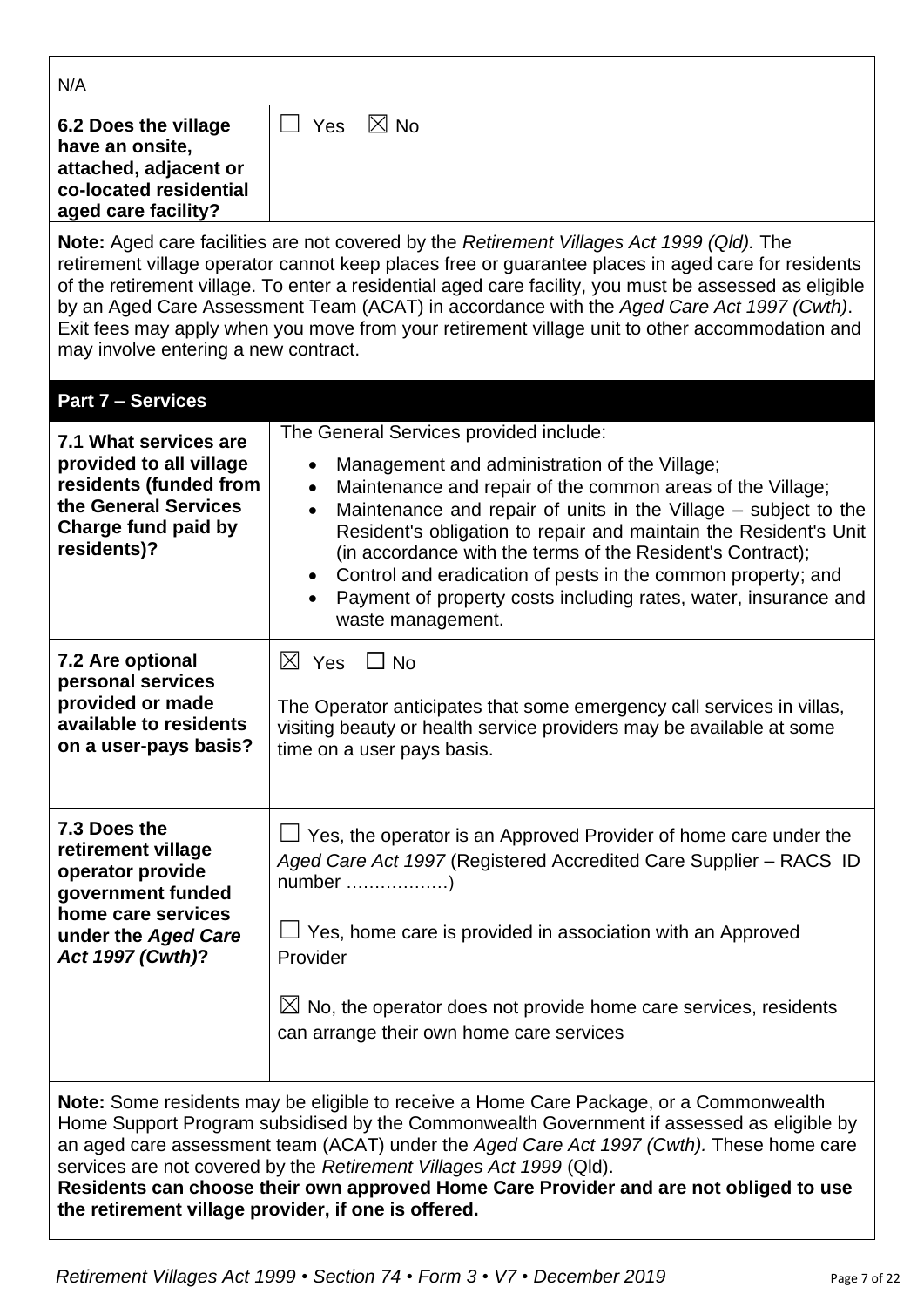| N/A | |
|---|---|
| **6.2 Does the village have an onsite, attached, adjacent or co-located residential aged care facility?** | ☐ Yes ☒ No |

**Note:** Aged care facilities are not covered by the *Retirement Villages Act 1999 (Qld).* The retirement village operator cannot keep places free or guarantee places in aged care for residents of the retirement village. To enter a residential aged care facility, you must be assessed as eligible by an Aged Care Assessment Team (ACAT) in accordance with the *Aged Care Act 1997 (Cwth)*. Exit fees may apply when you move from your retirement village unit to other accommodation and may involve entering a new contract.

## Part 7 – Services

| | |
|---|---|
| **7.1 What services are provided to all village residents (funded from the General Services Charge fund paid by residents)?** | The General Services provided include:<br>• Management and administration of the Village;<br>• Maintenance and repair of the common areas of the Village;<br>• Maintenance and repair of units in the Village – subject to the Resident's obligation to repair and maintain the Resident's Unit (in accordance with the terms of the Resident's Contract);<br>• Control and eradication of pests in the common property; and<br>• Payment of property costs including rates, water, insurance and waste management. |
| **7.2 Are optional personal services provided or made available to residents on a user-pays basis?** | ☒ Yes ☐ No<br><br>The Operator anticipates that some emergency call services in villas, visiting beauty or health service providers may be available at some time on a user pays basis. |
| **7.3 Does the retirement village operator provide government funded home care services under the *Aged Care Act 1997 (Cwth)*?** | ☐ Yes, the operator is an Approved Provider of home care under the *Aged Care Act 1997* (Registered Accredited Care Supplier – RACS ID number ………………)<br><br>☐ Yes, home care is provided in association with an Approved Provider<br><br>☒ No, the operator does not provide home care services, residents can arrange their own home care services |

**Note:** Some residents may be eligible to receive a Home Care Package, or a Commonwealth Home Support Program subsidised by the Commonwealth Government if assessed as eligible by an aged care assessment team (ACAT) under the *Aged Care Act 1997 (Cwth).* These home care services are not covered by the *Retirement Villages Act 1999* (Qld).
**Residents can choose their own approved Home Care Provider and are not obliged to use the retirement village provider, if one is offered.**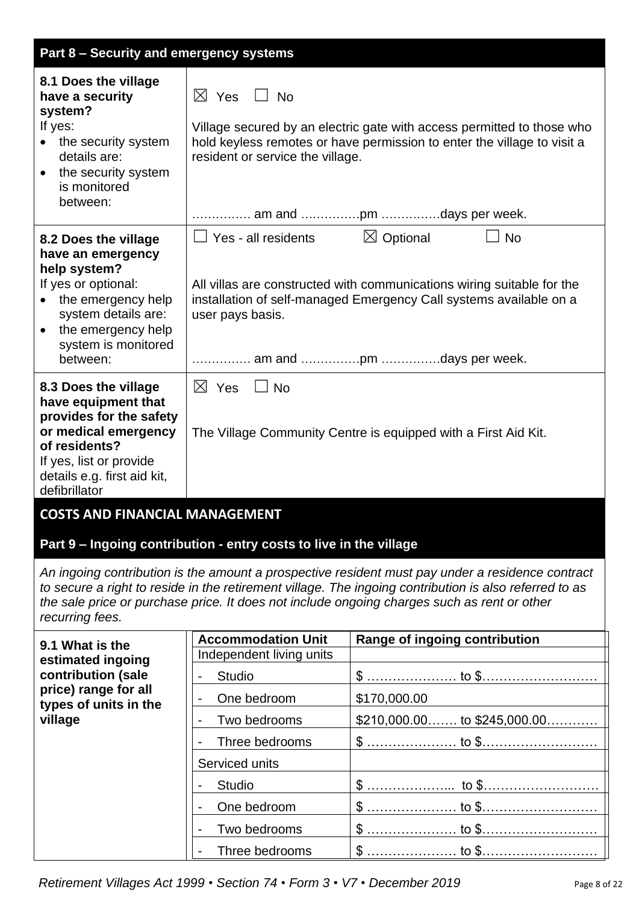## Part 8 – Security and emergency systems

| | |
|---|---|
| **8.1 Does the village have a security system?**<br>If yes:<br>• the security system details are:<br>• the security system is monitored between: | ☒ Yes ☐ No<br><br>Village secured by an electric gate with access permitted to those who hold keyless remotes or have permission to enter the village to visit a resident or service the village.<br><br>…………… am and ……………pm ……………days per week. |
| **8.2 Does the village have an emergency help system?**<br>If yes or optional:<br>• the emergency help system details are:<br>• the emergency help system is monitored between: | ☐ Yes - all residents ☒ Optional ☐ No<br><br>All villas are constructed with communications wiring suitable for the installation of self-managed Emergency Call systems available on a user pays basis.<br><br>…………… am and ……………pm ……………days per week. |
| **8.3 Does the village have equipment that provides for the safety or medical emergency of residents?**<br>If yes, list or provide details e.g. first aid kit, defibrillator | ☒ Yes ☐ No<br><br>The Village Community Centre is equipped with a First Aid Kit. |

## COSTS AND FINANCIAL MANAGEMENT

### Part 9 – Ingoing contribution - entry costs to live in the village

*An ingoing contribution is the amount a prospective resident must pay under a residence contract to secure a right to reside in the retirement village. The ingoing contribution is also referred to as the sale price or purchase price. It does not include ongoing charges such as rent or other recurring fees.*

**9.1 What is the estimated ingoing contribution (sale price) range for all types of units in the village**

| Accommodation Unit | Range of ingoing contribution |
|---|---|
| Independent living units | |
| - Studio | $ ………………… to $……………………… |
| - One bedroom | $170,000.00 |
| - Two bedrooms | $210,000.00……. to $245,000.00………… |
| - Three bedrooms | $ ………………… to $……………………… |
| Serviced units | |
| - Studio | $ ………………... to $……………………… |
| - One bedroom | $ ………………… to $……………………… |
| - Two bedrooms | $ ………………… to $……………………… |
| - Three bedrooms | $ ………………… to $……………………… |

*Retirement Villages Act 1999 • Section 74 • Form 3 • V7 • December 2019*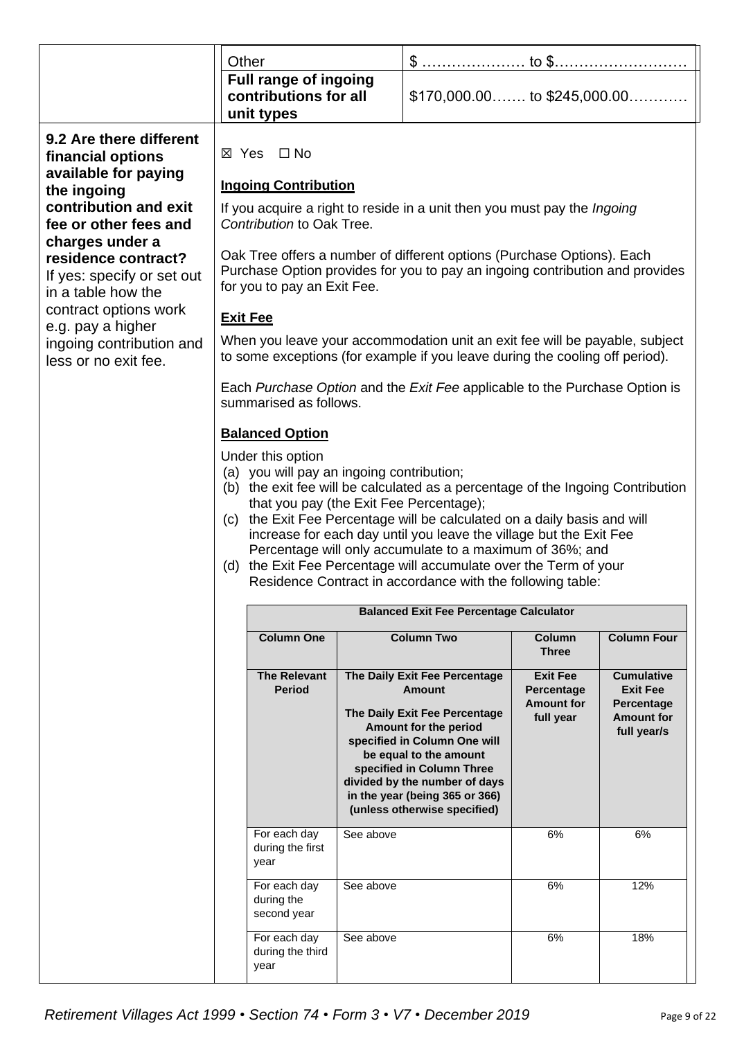| | | |
|---|---|---|
| | Other | $ ………………… to $……………………… |
| | **Full range of ingoing contributions for all unit types** | $170,000.00……. to $245,000.00………… |

**9.2 Are there different financial options available for paying the ingoing contribution and exit fee or other fees and charges under a residence contract?**
If yes: specify or set out in a table how the contract options work e.g. pay a higher ingoing contribution and less or no exit fee.

☒ Yes ☐ No

**Ingoing Contribution**

If you acquire a right to reside in a unit then you must pay the *Ingoing Contribution* to Oak Tree.

Oak Tree offers a number of different options (Purchase Options). Each Purchase Option provides for you to pay an ingoing contribution and provides for you to pay an Exit Fee.

**Exit Fee**

When you leave your accommodation unit an exit fee will be payable, subject to some exceptions (for example if you leave during the cooling off period).

Each *Purchase Option* and the *Exit Fee* applicable to the Purchase Option is summarised as follows.

**Balanced Option**

Under this option

(a) you will pay an ingoing contribution;
(b) the exit fee will be calculated as a percentage of the Ingoing Contribution that you pay (the Exit Fee Percentage);
(c) the Exit Fee Percentage will be calculated on a daily basis and will increase for each day until you leave the village but the Exit Fee Percentage will only accumulate to a maximum of 36%; and
(d) the Exit Fee Percentage will accumulate over the Term of your Residence Contract in accordance with the following table:

| **Balanced Exit Fee Percentage Calculator** | | | |
|---|---|---|---|
| **Column One** | **Column Two** | **Column Three** | **Column Four** |
| **The Relevant Period** | **The Daily Exit Fee Percentage Amount**<br><br>**The Daily Exit Fee Percentage Amount for the period specified in Column One will be equal to the amount specified in Column Three divided by the number of days in the year (being 365 or 366) (unless otherwise specified)** | **Exit Fee Percentage Amount for full year** | **Cumulative Exit Fee Percentage Amount for full year/s** |
| For each day during the first year | See above | 6% | 6% |
| For each day during the second year | See above | 6% | 12% |
| For each day during the third year | See above | 6% | 18% |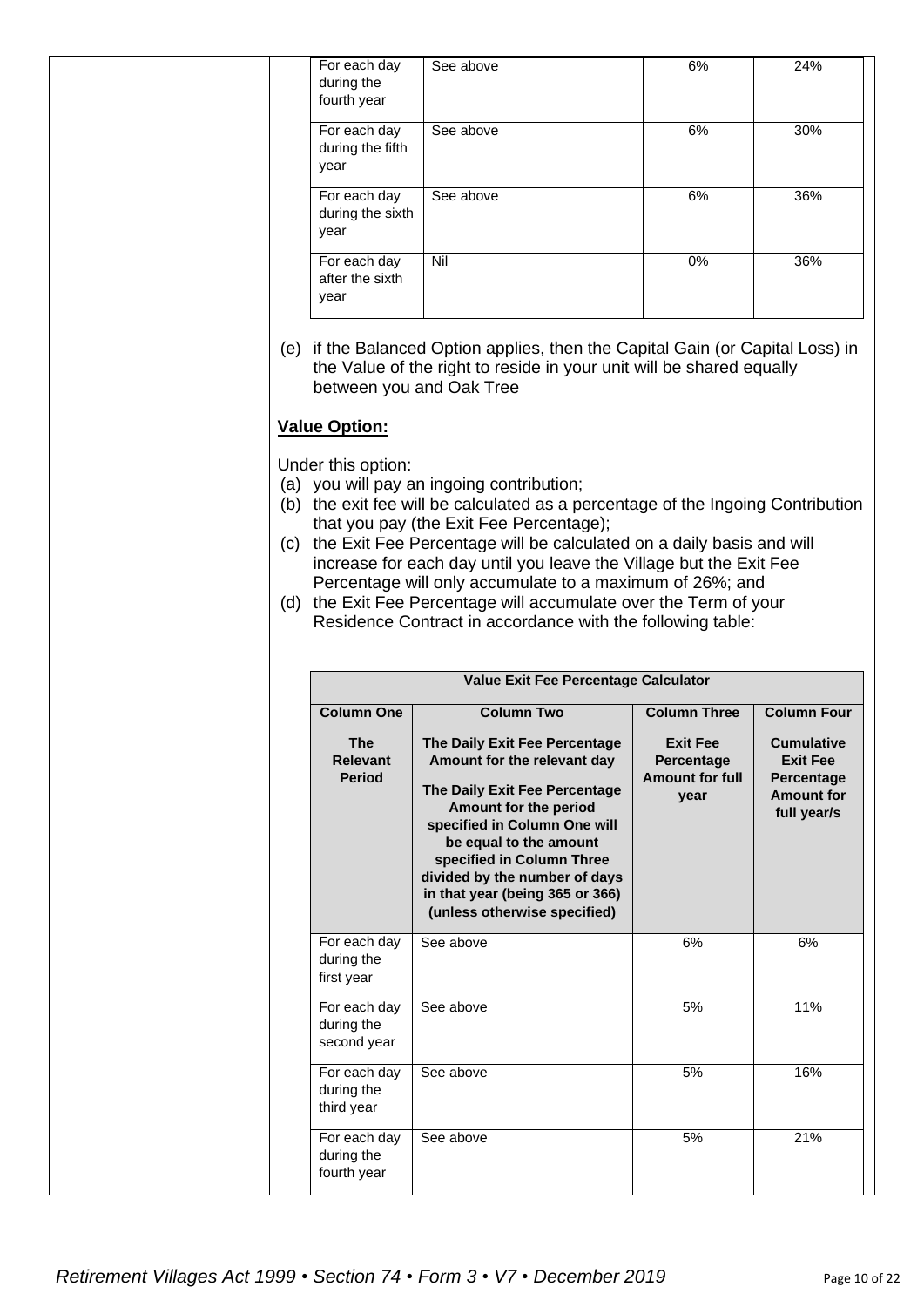| For each day during the fourth year | See above | 6% | 24% |
|---|---|---|---|
| For each day during the fifth year | See above | 6% | 30% |
| For each day during the sixth year | See above | 6% | 36% |
| For each day after the sixth year | Nil | 0% | 36% |

(e) if the Balanced Option applies, then the Capital Gain (or Capital Loss) in the Value of the right to reside in your unit will be shared equally between you and Oak Tree

**Value Option:**

Under this option:

(a) you will pay an ingoing contribution;
(b) the exit fee will be calculated as a percentage of the Ingoing Contribution that you pay (the Exit Fee Percentage);
(c) the Exit Fee Percentage will be calculated on a daily basis and will increase for each day until you leave the Village but the Exit Fee Percentage will only accumulate to a maximum of 26%; and
(d) the Exit Fee Percentage will accumulate over the Term of your Residence Contract in accordance with the following table:

| **Value Exit Fee Percentage Calculator** | | | |
|---|---|---|---|
| **Column One** | **Column Two** | **Column Three** | **Column Four** |
| **The Relevant Period** | **The Daily Exit Fee Percentage Amount for the relevant day**<br><br>**The Daily Exit Fee Percentage Amount for the period specified in Column One will be equal to the amount specified in Column Three divided by the number of days in that year (being 365 or 366) (unless otherwise specified)** | **Exit Fee Percentage Amount for full year** | **Cumulative Exit Fee Percentage Amount for full year/s** |
| For each day during the first year | See above | 6% | 6% |
| For each day during the second year | See above | 5% | 11% |
| For each day during the third year | See above | 5% | 16% |
| For each day during the fourth year | See above | 5% | 21% |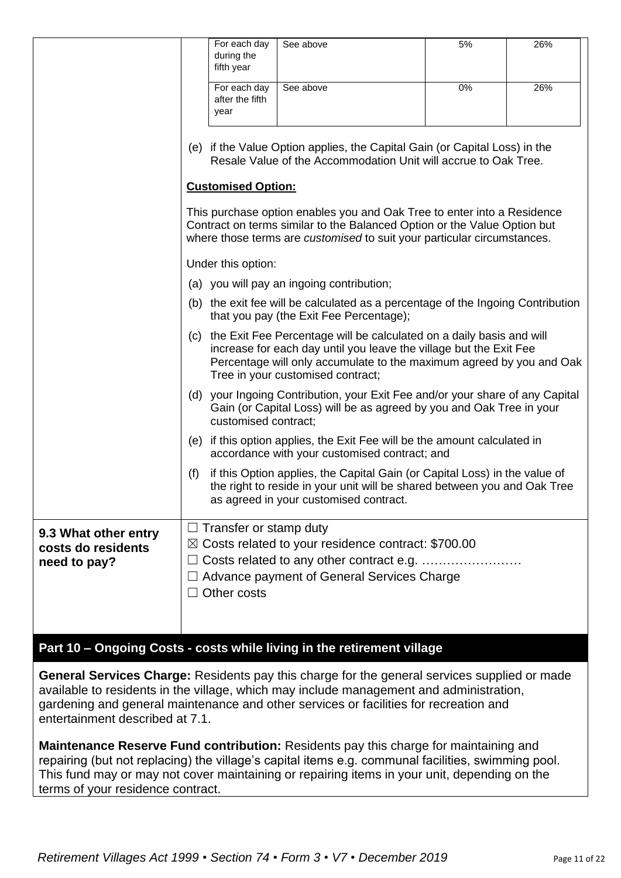| | | | |
|---|---|---|---|
| For each day during the fifth year | See above | 5% | 26% |
| For each day after the fifth year | See above | 0% | 26% |

(e) if the Value Option applies, the Capital Gain (or Capital Loss) in the Resale Value of the Accommodation Unit will accrue to Oak Tree.

**Customised Option:**

This purchase option enables you and Oak Tree to enter into a Residence Contract on terms similar to the Balanced Option or the Value Option but where those terms are *customised* to suit your particular circumstances.

Under this option:

(a) you will pay an ingoing contribution;

(b) the exit fee will be calculated as a percentage of the Ingoing Contribution that you pay (the Exit Fee Percentage);

(c) the Exit Fee Percentage will be calculated on a daily basis and will increase for each day until you leave the village but the Exit Fee Percentage will only accumulate to the maximum agreed by you and Oak Tree in your customised contract;

(d) your Ingoing Contribution, your Exit Fee and/or your share of any Capital Gain (or Capital Loss) will be as agreed by you and Oak Tree in your customised contract;

(e) if this option applies, the Exit Fee will be the amount calculated in accordance with your customised contract; and

(f) if this Option applies, the Capital Gain (or Capital Loss) in the value of the right to reside in your unit will be shared between you and Oak Tree as agreed in your customised contract.

**9.3 What other entry costs do residents need to pay?**

☐ Transfer or stamp duty
☒ Costs related to your residence contract: $700.00
☐ Costs related to any other contract e.g. ……………………
☐ Advance payment of General Services Charge
☐ Other costs

## Part 10 – Ongoing Costs - costs while living in the retirement village

**General Services Charge:** Residents pay this charge for the general services supplied or made available to residents in the village, which may include management and administration, gardening and general maintenance and other services or facilities for recreation and entertainment described at 7.1.

**Maintenance Reserve Fund contribution:** Residents pay this charge for maintaining and repairing (but not replacing) the village's capital items e.g. communal facilities, swimming pool. This fund may or may not cover maintaining or repairing items in your unit, depending on the terms of your residence contract.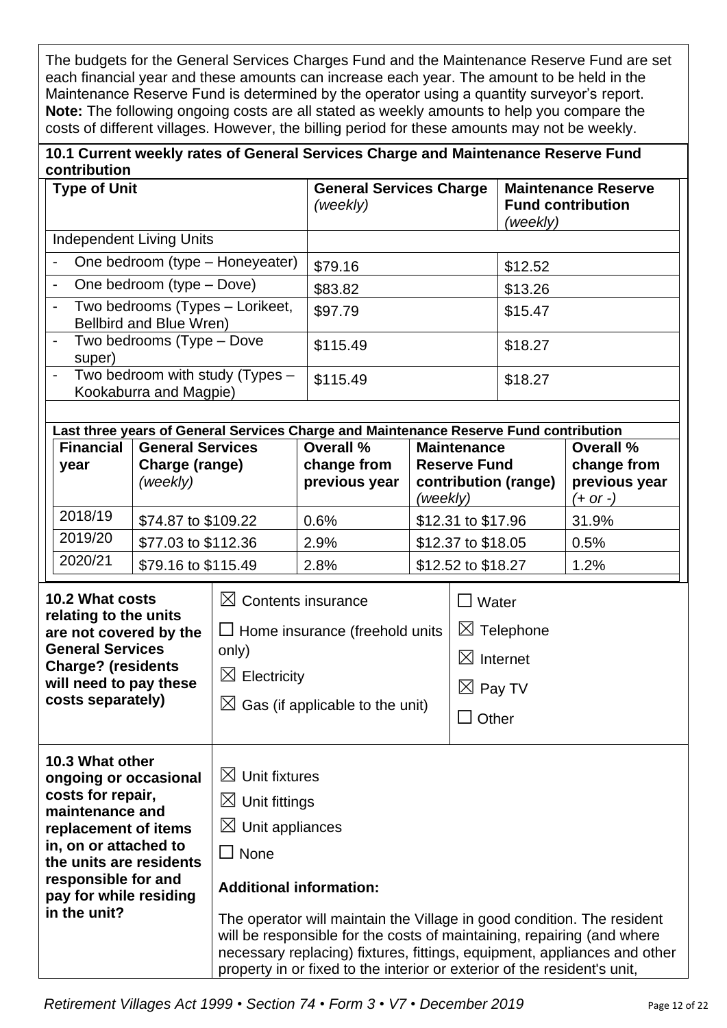The budgets for the General Services Charges Fund and the Maintenance Reserve Fund are set each financial year and these amounts can increase each year. The amount to be held in the Maintenance Reserve Fund is determined by the operator using a quantity surveyor's report. **Note:** The following ongoing costs are all stated as weekly amounts to help you compare the costs of different villages. However, the billing period for these amounts may not be weekly.

**10.1 Current weekly rates of General Services Charge and Maintenance Reserve Fund contribution**

| **Type of Unit** | **General Services Charge** *(weekly)* | **Maintenance Reserve Fund contribution** *(weekly)* |
|---|---|---|
| Independent Living Units | | |
| - One bedroom (type – Honeyeater) | $79.16 | $12.52 |
| - One bedroom (type – Dove) | $83.82 | $13.26 |
| - Two bedrooms (Types – Lorikeet, Bellbird and Blue Wren) | $97.79 | $15.47 |
| - Two bedrooms (Type – Dove super) | $115.49 | $18.27 |
| - Two bedroom with study (Types – Kookaburra and Magpie) | $115.49 | $18.27 |

**Last three years of General Services Charge and Maintenance Reserve Fund contribution**

| **Financial year** | **General Services Charge (range)** *(weekly)* | **Overall % change from previous year** | **Maintenance Reserve Fund contribution (range)** *(weekly)* | **Overall % change from previous year** *(+ or -)* |
|---|---|---|---|---|
| 2018/19 | $74.87 to $109.22 | 0.6% | $12.31 to $17.96 | 31.9% |
| 2019/20 | $77.03 to $112.36 | 2.9% | $12.37 to $18.05 | 0.5% |
| 2020/21 | $79.16 to $115.49 | 2.8% | $12.52 to $18.27 | 1.2% |

**10.2 What costs relating to the units are not covered by the General Services Charge? (residents will need to pay these costs separately)**

- ☒ Contents insurance
- ☐ Home insurance (freehold units only)
- ☒ Electricity
- ☒ Gas (if applicable to the unit)
- ☐ Water
- ☒ Telephone
- ☒ Internet
- ☒ Pay TV
- ☐ Other

**10.3 What other ongoing or occasional costs for repair, maintenance and replacement of items in, on or attached to the units are residents responsible for and pay for while residing in the unit?**

- ☒ Unit fixtures
- ☒ Unit fittings
- ☒ Unit appliances
- ☐ None

**Additional information:**

The operator will maintain the Village in good condition. The resident will be responsible for the costs of maintaining, repairing (and where necessary replacing) fixtures, fittings, equipment, appliances and other property in or fixed to the interior or exterior of the resident's unit,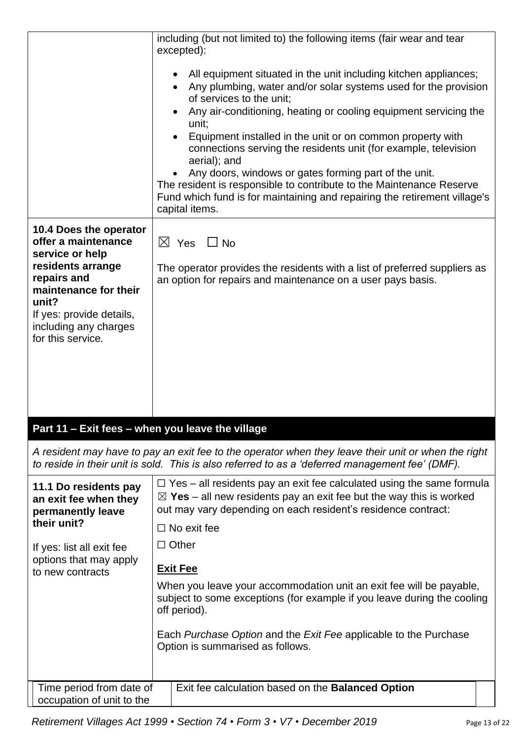| | |
|---|---|
| | including (but not limited to) the following items (fair wear and tear excepted):<br><br>• All equipment situated in the unit including kitchen appliances;<br>• Any plumbing, water and/or solar systems used for the provision of services to the unit;<br>• Any air-conditioning, heating or cooling equipment servicing the unit;<br>• Equipment installed in the unit or on common property with connections serving the residents unit (for example, television aerial); and<br>• Any doors, windows or gates forming part of the unit.<br>The resident is responsible to contribute to the Maintenance Reserve Fund which fund is for maintaining and repairing the retirement village's capital items. |
| **10.4 Does the operator offer a maintenance service or help residents arrange repairs and maintenance for their unit?**<br>If yes: provide details, including any charges for this service*.* | ☒ Yes ☐ No<br><br>The operator provides the residents with a list of preferred suppliers as an option for repairs and maintenance on a user pays basis. |

## Part 11 – Exit fees – when you leave the village

*A resident may have to pay an exit fee to the operator when they leave their unit or when the right to reside in their unit is sold. This is also referred to as a 'deferred management fee' (DMF).*

| | |
|---|---|
| **11.1 Do residents pay an exit fee when they permanently leave their unit?**<br><br>If yes: list all exit fee options that may apply to new contracts | ☐ Yes – all residents pay an exit fee calculated using the same formula<br>☒ **Yes** – all new residents pay an exit fee but the way this is worked out may vary depending on each resident's residence contract:<br>☐ No exit fee<br>☐ Other<br><br>**Exit Fee**<br><br>When you leave your accommodation unit an exit fee will be payable, subject to some exceptions (for example if you leave during the cooling off period).<br><br>Each *Purchase Option* and the *Exit Fee* applicable to the Purchase Option is summarised as follows. |

| Time period from date of occupation of unit to the | Exit fee calculation based on the **Balanced Option** | |
|---|---|---|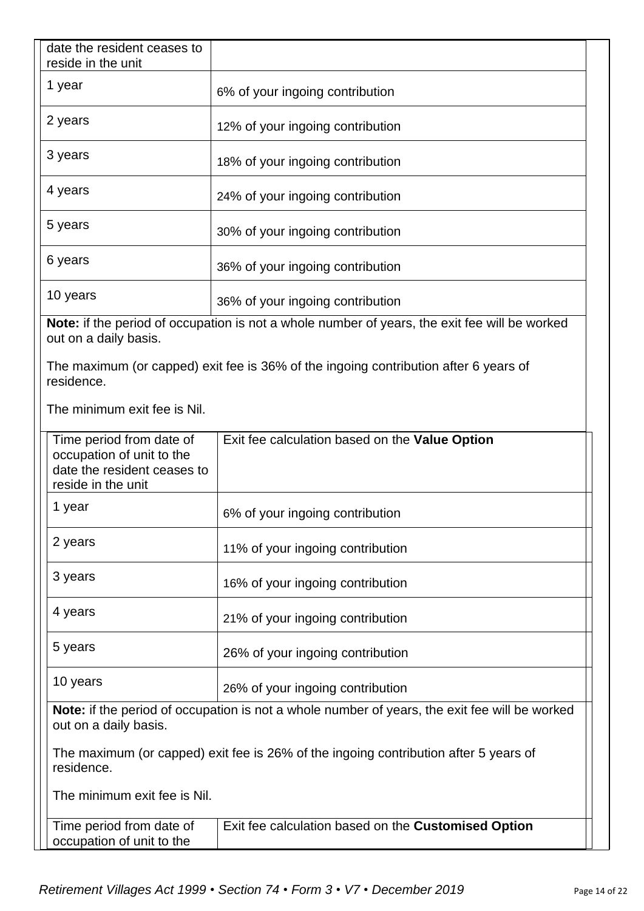| date the resident ceases to reside in the unit | |
|---|---|
| 1 year | 6% of your ingoing contribution |
| 2 years | 12% of your ingoing contribution |
| 3 years | 18% of your ingoing contribution |
| 4 years | 24% of your ingoing contribution |
| 5 years | 30% of your ingoing contribution |
| 6 years | 36% of your ingoing contribution |
| 10 years | 36% of your ingoing contribution |

**Note:** if the period of occupation is not a whole number of years, the exit fee will be worked out on a daily basis.

The maximum (or capped) exit fee is 36% of the ingoing contribution after 6 years of residence.

The minimum exit fee is Nil.

| Time period from date of occupation of unit to the date the resident ceases to reside in the unit | Exit fee calculation based on the **Value Option** |
|---|---|
| 1 year | 6% of your ingoing contribution |
| 2 years | 11% of your ingoing contribution |
| 3 years | 16% of your ingoing contribution |
| 4 years | 21% of your ingoing contribution |
| 5 years | 26% of your ingoing contribution |
| 10 years | 26% of your ingoing contribution |

**Note:** if the period of occupation is not a whole number of years, the exit fee will be worked out on a daily basis.

The maximum (or capped) exit fee is 26% of the ingoing contribution after 5 years of residence.

The minimum exit fee is Nil.

| Time period from date of occupation of unit to the | Exit fee calculation based on the **Customised Option** |
|---|---|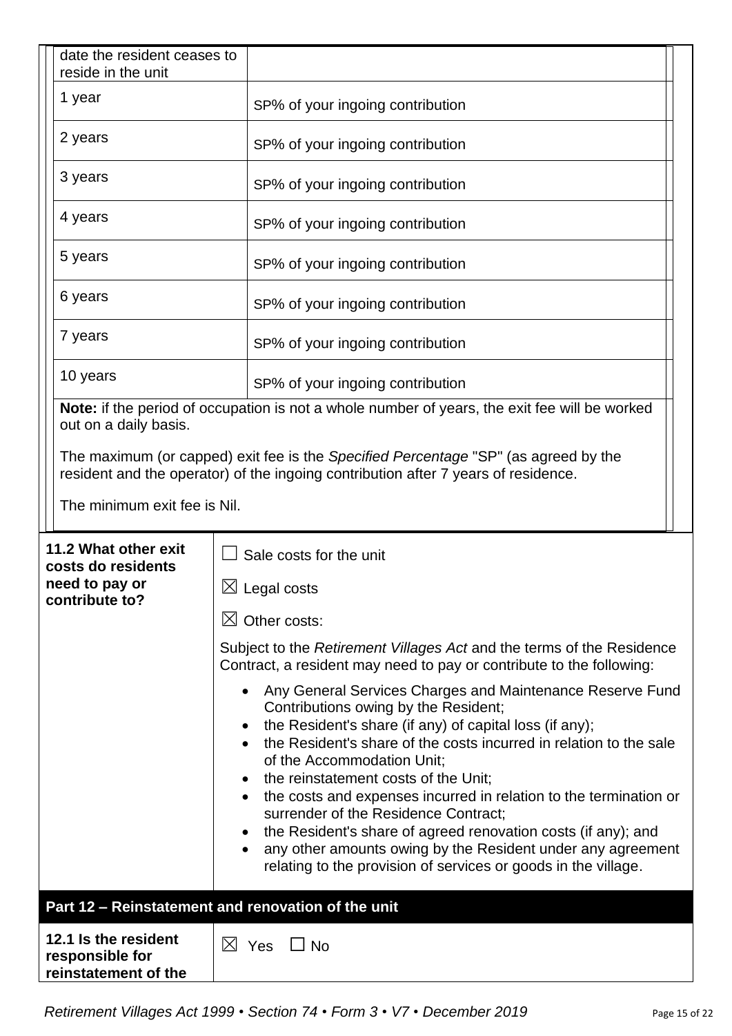| date the resident ceases to reside in the unit | |
|---|---|
| 1 year | SP% of your ingoing contribution |
| 2 years | SP% of your ingoing contribution |
| 3 years | SP% of your ingoing contribution |
| 4 years | SP% of your ingoing contribution |
| 5 years | SP% of your ingoing contribution |
| 6 years | SP% of your ingoing contribution |
| 7 years | SP% of your ingoing contribution |
| 10 years | SP% of your ingoing contribution |

**Note:** if the period of occupation is not a whole number of years, the exit fee will be worked out on a daily basis.

The maximum (or capped) exit fee is the *Specified Percentage* "SP" (as agreed by the resident and the operator) of the ingoing contribution after 7 years of residence.

The minimum exit fee is Nil.

| **11.2 What other exit costs do residents need to pay or contribute to?** | ☐ Sale costs for the unit<br>☒ Legal costs<br>☒ Other costs:<br>Subject to the *Retirement Villages Act* and the terms of the Residence Contract, a resident may need to pay or contribute to the following:<br>• Any General Services Charges and Maintenance Reserve Fund Contributions owing by the Resident;<br>• the Resident's share (if any) of capital loss (if any);<br>• the Resident's share of the costs incurred in relation to the sale of the Accommodation Unit;<br>• the reinstatement costs of the Unit;<br>• the costs and expenses incurred in relation to the termination or surrender of the Residence Contract;<br>• the Resident's share of agreed renovation costs (if any); and<br>• any other amounts owing by the Resident under any agreement relating to the provision of services or goods in the village. |
|---|---|

## Part 12 – Reinstatement and renovation of the unit

| **12.1 Is the resident responsible for reinstatement of the** | ☒ Yes ☐ No |
|---|---|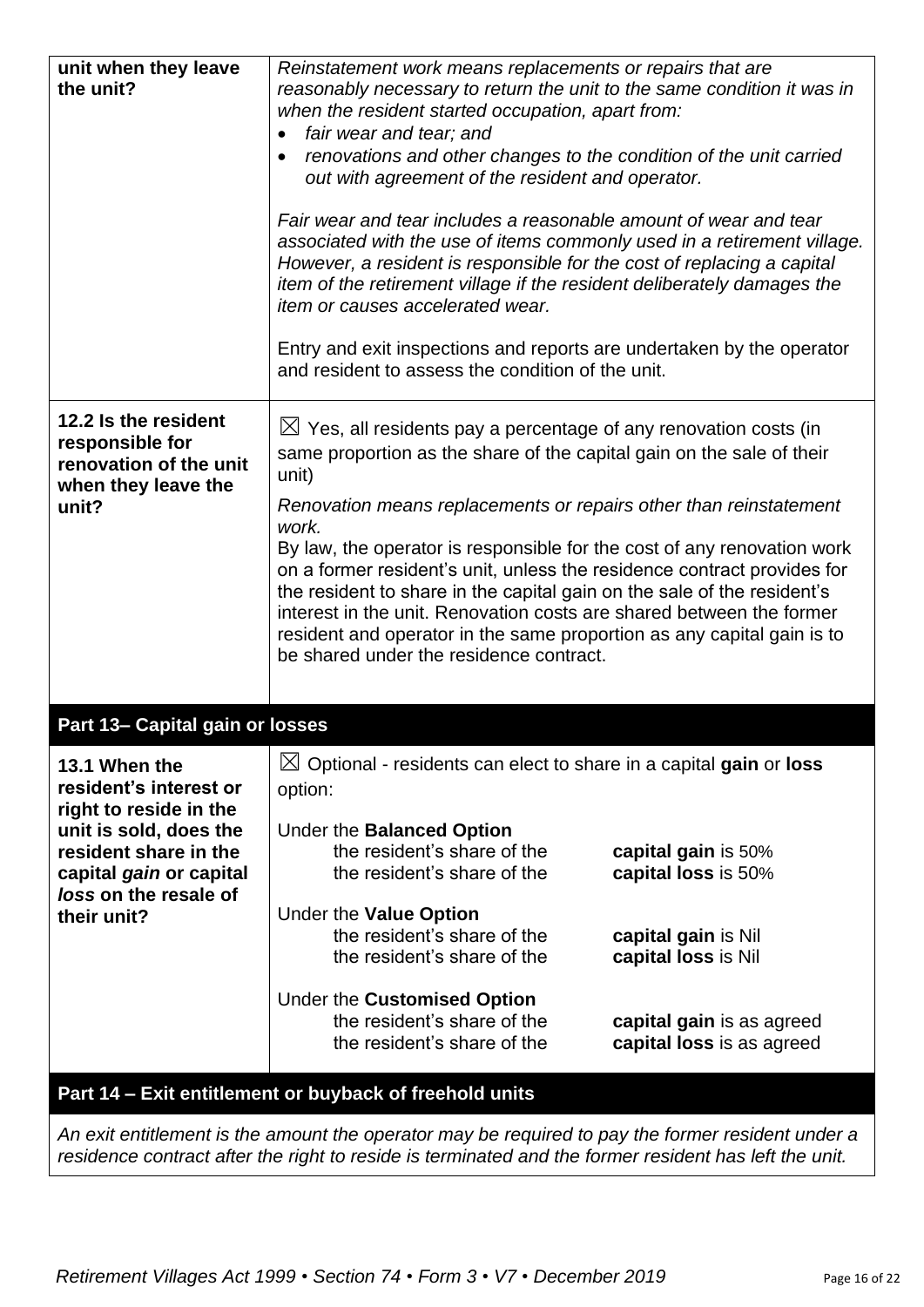| | |
|---|---|
| **unit when they leave the unit?** | *Reinstatement work means replacements or repairs that are reasonably necessary to return the unit to the same condition it was in when the resident started occupation, apart from:*<br>• *fair wear and tear; and*<br>• *renovations and other changes to the condition of the unit carried out with agreement of the resident and operator.*<br><br>*Fair wear and tear includes a reasonable amount of wear and tear associated with the use of items commonly used in a retirement village. However, a resident is responsible for the cost of replacing a capital item of the retirement village if the resident deliberately damages the item or causes accelerated wear.*<br><br>Entry and exit inspections and reports are undertaken by the operator and resident to assess the condition of the unit. |
| **12.2 Is the resident responsible for renovation of the unit when they leave the unit?** | ☒ Yes, all residents pay a percentage of any renovation costs (in same proportion as the share of the capital gain on the sale of their unit)<br><br>*Renovation means replacements or repairs other than reinstatement work.*<br>By law, the operator is responsible for the cost of any renovation work on a former resident's unit, unless the residence contract provides for the resident to share in the capital gain on the sale of the resident's interest in the unit. Renovation costs are shared between the former resident and operator in the same proportion as any capital gain is to be shared under the residence contract. |

## Part 13– Capital gain or losses

| | |
|---|---|
| **13.1 When the resident's interest or right to reside in the unit is sold, does the resident share in the capital *gain* or capital *loss* on the resale of their unit?** | ☒ Optional - residents can elect to share in a capital **gain** or **loss** option:<br><br>Under the **Balanced Option**<br>the resident's share of the **capital gain** is 50%<br>the resident's share of the **capital loss** is 50%<br><br>Under the **Value Option**<br>the resident's share of the **capital gain** is Nil<br>the resident's share of the **capital loss** is Nil<br><br>Under the **Customised Option**<br>the resident's share of the **capital gain** is as agreed<br>the resident's share of the **capital loss** is as agreed |

## Part 14 – Exit entitlement or buyback of freehold units

*An exit entitlement is the amount the operator may be required to pay the former resident under a residence contract after the right to reside is terminated and the former resident has left the unit.*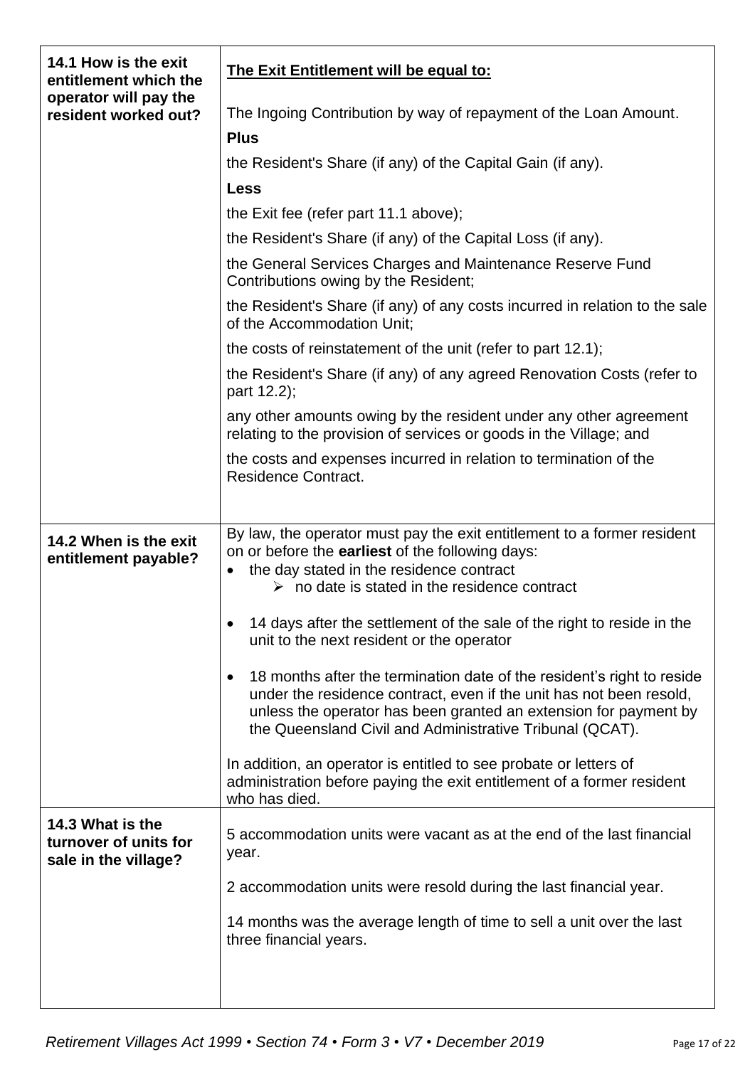| | |
|---|---|
| **14.1 How is the exit entitlement which the operator will pay the resident worked out?** | **<u>The Exit Entitlement will be equal to:</u>**<br><br>The Ingoing Contribution by way of repayment of the Loan Amount.<br>**Plus**<br>the Resident's Share (if any) of the Capital Gain (if any).<br>**Less**<br>the Exit fee (refer part 11.1 above);<br>the Resident's Share (if any) of the Capital Loss (if any).<br>the General Services Charges and Maintenance Reserve Fund Contributions owing by the Resident;<br>the Resident's Share (if any) of any costs incurred in relation to the sale of the Accommodation Unit;<br>the costs of reinstatement of the unit (refer to part 12.1);<br>the Resident's Share (if any) of any agreed Renovation Costs (refer to part 12.2);<br>any other amounts owing by the resident under any other agreement relating to the provision of services or goods in the Village; and<br>the costs and expenses incurred in relation to termination of the Residence Contract. |
| **14.2 When is the exit entitlement payable?** | By law, the operator must pay the exit entitlement to a former resident on or before the **earliest** of the following days:<br>• the day stated in the residence contract<br>  ➢ no date is stated in the residence contract<br><br>• 14 days after the settlement of the sale of the right to reside in the unit to the next resident or the operator<br><br>• 18 months after the termination date of the resident's right to reside under the residence contract, even if the unit has not been resold, unless the operator has been granted an extension for payment by the Queensland Civil and Administrative Tribunal (QCAT).<br><br>In addition, an operator is entitled to see probate or letters of administration before paying the exit entitlement of a former resident who has died. |
| **14.3 What is the turnover of units for sale in the village?** | 5 accommodation units were vacant as at the end of the last financial year.<br><br>2 accommodation units were resold during the last financial year.<br><br>14 months was the average length of time to sell a unit over the last three financial years. |

*Retirement Villages Act 1999 • Section 74 • Form 3 • V7 • December 2019*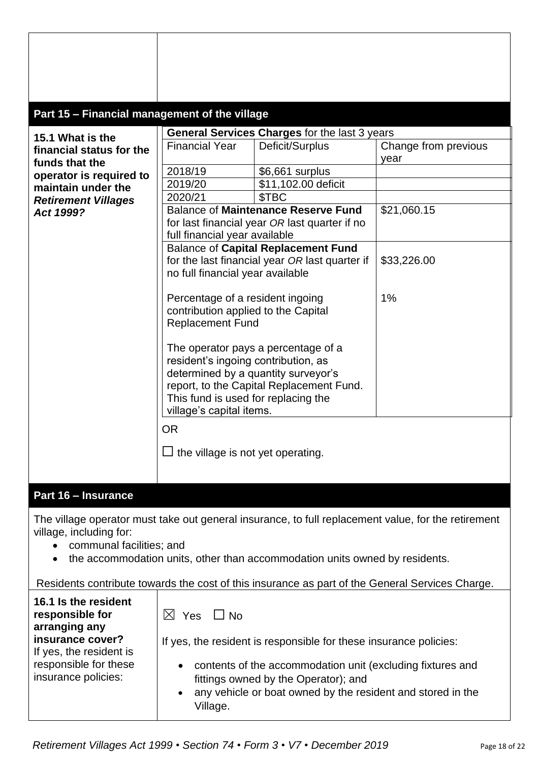## Part 15 – Financial management of the village

**15.1 What is the financial status for the funds that the operator is required to maintain under the *Retirement Villages Act 1999?***

**General Services Charges** for the last 3 years

| Financial Year | Deficit/Surplus | Change from previous year |
|---|---|---|
| 2018/19 | $6,661 surplus | |
| 2019/20 | $11,102.00 deficit | |
| 2020/21 | $TBC | |

| | |
|---|---|
| Balance of **Maintenance Reserve Fund** for last financial year *OR* last quarter if no full financial year available | $21,060.15 |
| Balance of **Capital Replacement Fund** for the last financial year *OR* last quarter if no full financial year available | $33,226.00 |
| Percentage of a resident ingoing contribution applied to the Capital Replacement Fund<br><br>The operator pays a percentage of a resident's ingoing contribution, as determined by a quantity surveyor's report, to the Capital Replacement Fund. This fund is used for replacing the village's capital items. | 1% |

OR

☐ the village is not yet operating.

## Part 16 – Insurance

The village operator must take out general insurance, to full replacement value, for the retirement village, including for:

- communal facilities; and
- the accommodation units, other than accommodation units owned by residents.

Residents contribute towards the cost of this insurance as part of the General Services Charge.

**16.1 Is the resident responsible for arranging any insurance cover?**
If yes, the resident is responsible for these insurance policies:

☒ Yes ☐ No

If yes, the resident is responsible for these insurance policies:

- contents of the accommodation unit (excluding fixtures and fittings owned by the Operator); and
- any vehicle or boat owned by the resident and stored in the Village.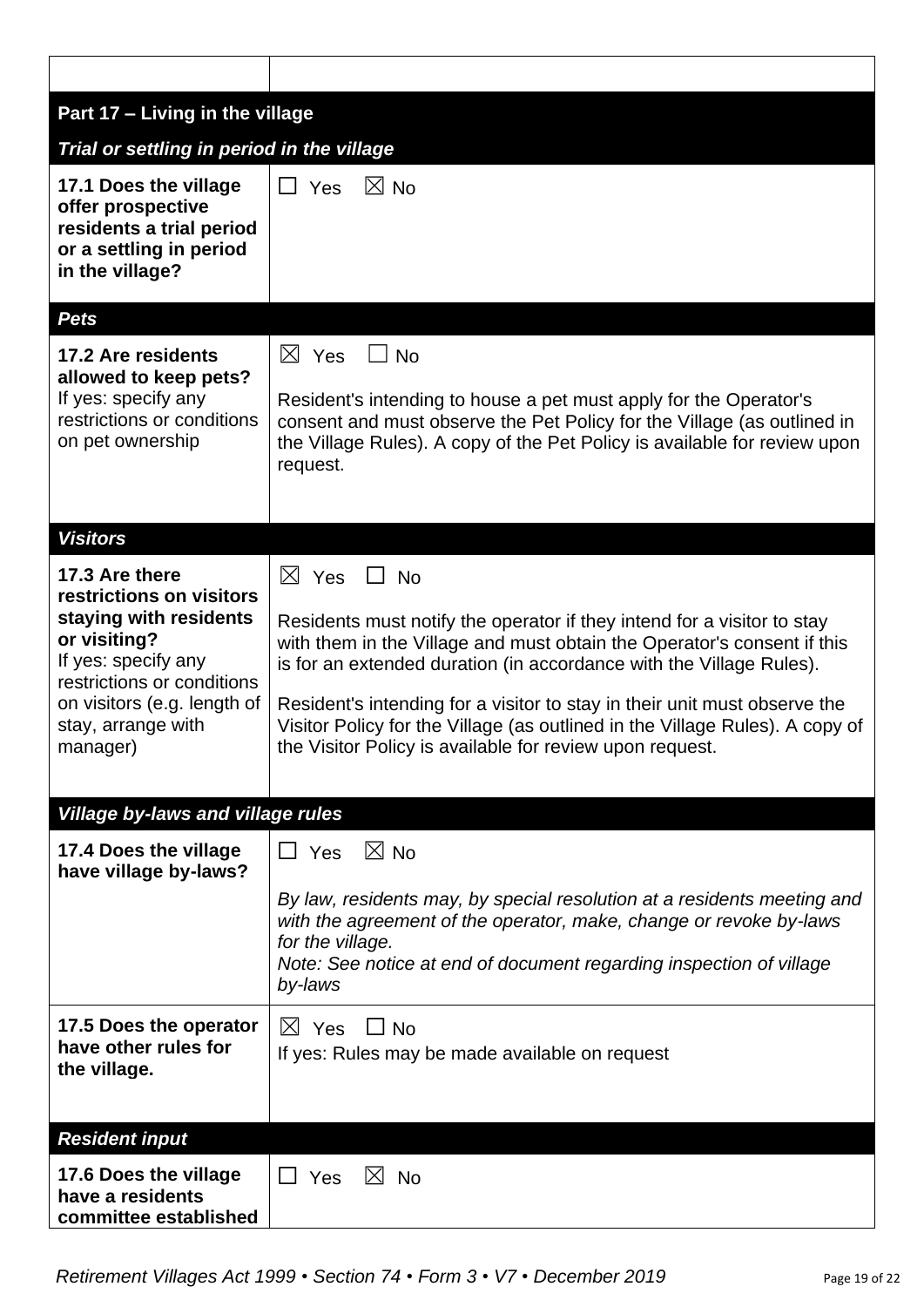| | |
|---|---|
| | |
| **Part 17 – Living in the village** | |
| ***Trial or settling in period in the village*** | |
| **17.1 Does the village offer prospective residents a trial period or a settling in period in the village?** | ☐ Yes ☒ No |
| ***Pets*** | |
| **17.2 Are residents allowed to keep pets?** If yes: specify any restrictions or conditions on pet ownership | ☒ Yes ☐ No<br><br>Resident's intending to house a pet must apply for the Operator's consent and must observe the Pet Policy for the Village (as outlined in the Village Rules). A copy of the Pet Policy is available for review upon request. |
| ***Visitors*** | |
| **17.3 Are there restrictions on visitors staying with residents or visiting?** If yes: specify any restrictions or conditions on visitors (e.g. length of stay, arrange with manager) | ☒ Yes ☐ No<br><br>Residents must notify the operator if they intend for a visitor to stay with them in the Village and must obtain the Operator's consent if this is for an extended duration (in accordance with the Village Rules).<br><br>Resident's intending for a visitor to stay in their unit must observe the Visitor Policy for the Village (as outlined in the Village Rules). A copy of the Visitor Policy is available for review upon request. |
| ***Village by-laws and village rules*** | |
| **17.4 Does the village have village by-laws?** | ☐ Yes ☒ No<br><br>*By law, residents may, by special resolution at a residents meeting and with the agreement of the operator, make, change or revoke by-laws for the village.*<br>*Note: See notice at end of document regarding inspection of village by-laws* |
| **17.5 Does the operator have other rules for the village.** | ☒ Yes ☐ No<br>If yes: Rules may be made available on request |
| ***Resident input*** | |
| **17.6 Does the village have a residents committee established** | ☐ Yes ☒ No |

*Retirement Villages Act 1999 • Section 74 • Form 3 • V7 • December 2019*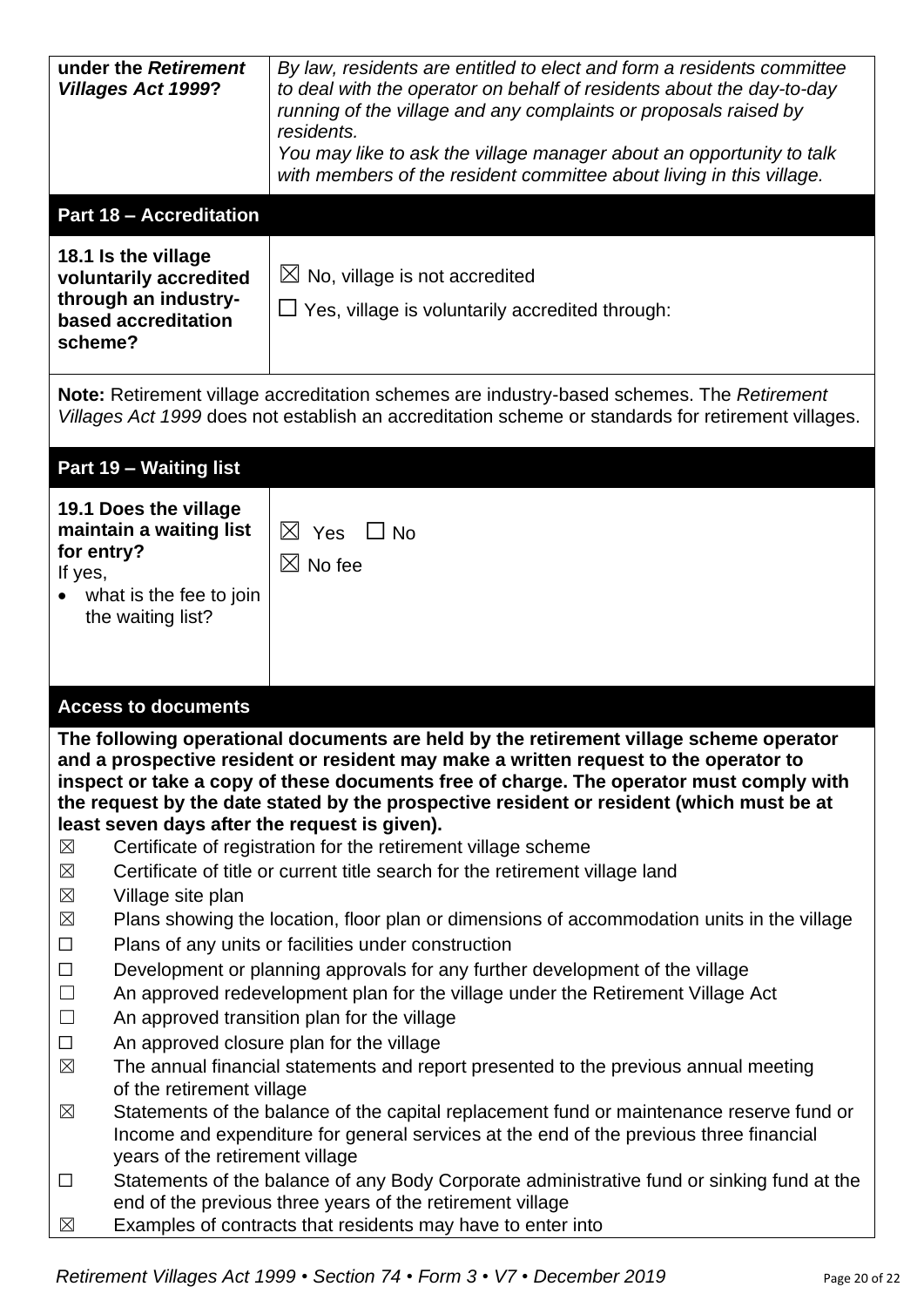| **under the *Retirement Villages Act 1999*?** | *By law, residents are entitled to elect and form a residents committee to deal with the operator on behalf of residents about the day-to-day running of the village and any complaints or proposals raised by residents.* *You may like to ask the village manager about an opportunity to talk with members of the resident committee about living in this village.* |
|---|---|

## Part 18 – Accreditation

| **18.1 Is the village voluntarily accredited through an industry-based accreditation scheme?** | ☒ No, village is not accredited<br>☐ Yes, village is voluntarily accredited through: |
|---|---|

**Note:** Retirement village accreditation schemes are industry-based schemes. The *Retirement Villages Act 1999* does not establish an accreditation scheme or standards for retirement villages.

## Part 19 – Waiting list

| **19.1 Does the village maintain a waiting list for entry?**<br>If yes,<br>• what is the fee to join the waiting list? | ☒ Yes ☐ No<br>☒ No fee |
|---|---|

## Access to documents

**The following operational documents are held by the retirement village scheme operator and a prospective resident or resident may make a written request to the operator to inspect or take a copy of these documents free of charge. The operator must comply with the request by the date stated by the prospective resident or resident (which must be at least seven days after the request is given).**

- ☒ Certificate of registration for the retirement village scheme
- ☒ Certificate of title or current title search for the retirement village land
- ☒ Village site plan
- ☒ Plans showing the location, floor plan or dimensions of accommodation units in the village
- ☐ Plans of any units or facilities under construction
- ☐ Development or planning approvals for any further development of the village
- ☐ An approved redevelopment plan for the village under the Retirement Village Act
- ☐ An approved transition plan for the village
- ☐ An approved closure plan for the village
- ☒ The annual financial statements and report presented to the previous annual meeting of the retirement village
- ☒ Statements of the balance of the capital replacement fund or maintenance reserve fund or Income and expenditure for general services at the end of the previous three financial years of the retirement village
- ☐ Statements of the balance of any Body Corporate administrative fund or sinking fund at the end of the previous three years of the retirement village
- ☒ Examples of contracts that residents may have to enter into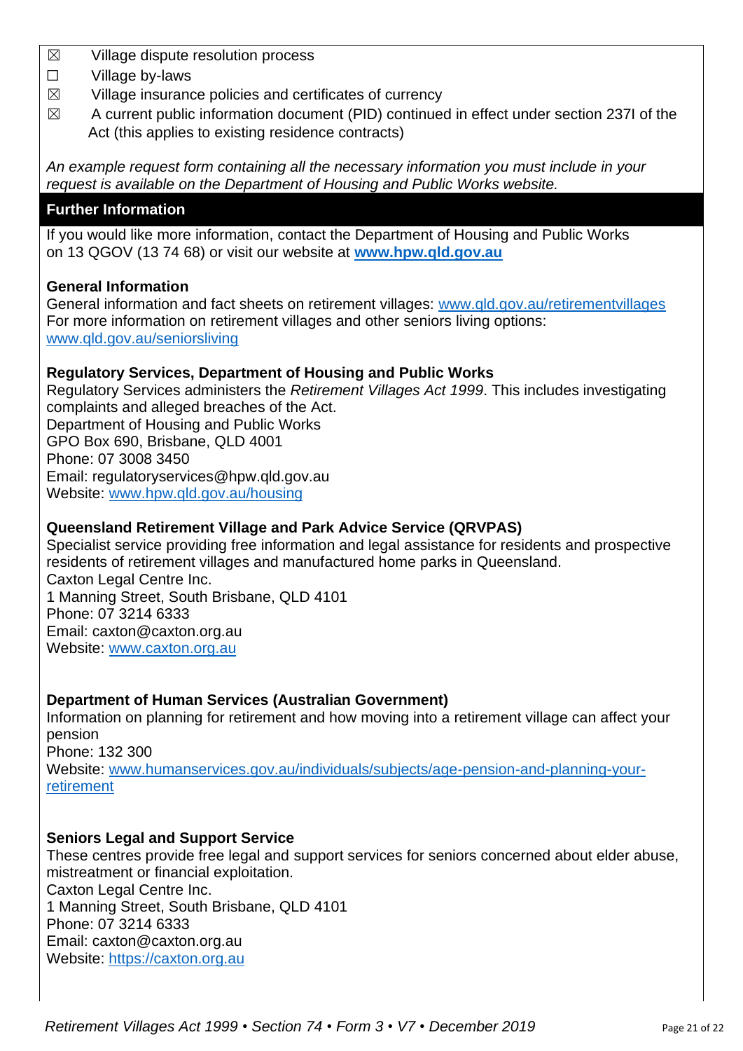- ☒ Village dispute resolution process
- ☐ Village by-laws
- ☒ Village insurance policies and certificates of currency
- ☒ A current public information document (PID) continued in effect under section 237I of the Act (this applies to existing residence contracts)

*An example request form containing all the necessary information you must include in your request is available on the Department of Housing and Public Works website.*

## Further Information

If you would like more information, contact the Department of Housing and Public Works on 13 QGOV (13 74 68) or visit our website at **www.hpw.qld.gov.au**

**General Information**

General information and fact sheets on retirement villages: www.qld.gov.au/retirementvillages
For more information on retirement villages and other seniors living options:
www.qld.gov.au/seniorsliving

**Regulatory Services, Department of Housing and Public Works**

Regulatory Services administers the *Retirement Villages Act 1999*. This includes investigating complaints and alleged breaches of the Act.
Department of Housing and Public Works
GPO Box 690, Brisbane, QLD 4001
Phone: 07 3008 3450
Email: regulatoryservices@hpw.qld.gov.au
Website: www.hpw.qld.gov.au/housing

**Queensland Retirement Village and Park Advice Service (QRVPAS)**

Specialist service providing free information and legal assistance for residents and prospective residents of retirement villages and manufactured home parks in Queensland.
Caxton Legal Centre Inc.
1 Manning Street, South Brisbane, QLD 4101
Phone: 07 3214 6333
Email: caxton@caxton.org.au
Website: www.caxton.org.au

**Department of Human Services (Australian Government)**

Information on planning for retirement and how moving into a retirement village can affect your pension
Phone: 132 300
Website: www.humanservices.gov.au/individuals/subjects/age-pension-and-planning-your-retirement

**Seniors Legal and Support Service**

These centres provide free legal and support services for seniors concerned about elder abuse, mistreatment or financial exploitation.
Caxton Legal Centre Inc.
1 Manning Street, South Brisbane, QLD 4101
Phone: 07 3214 6333
Email: caxton@caxton.org.au
Website: https://caxton.org.au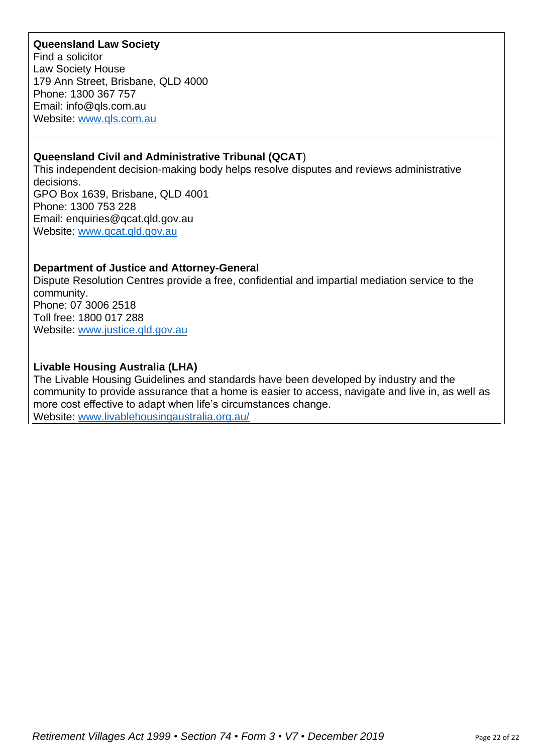**Queensland Law Society**
Find a solicitor
Law Society House
179 Ann Street, Brisbane, QLD 4000
Phone: 1300 367 757
Email: info@qls.com.au
Website: www.qls.com.au

---

**Queensland Civil and Administrative Tribunal (QCAT**)
This independent decision-making body helps resolve disputes and reviews administrative decisions.
GPO Box 1639, Brisbane, QLD 4001
Phone: 1300 753 228
Email: enquiries@qcat.qld.gov.au
Website: www.qcat.qld.gov.au

**Department of Justice and Attorney-General**
Dispute Resolution Centres provide a free, confidential and impartial mediation service to the community.
Phone: 07 3006 2518
Toll free: 1800 017 288
Website: www.justice.qld.gov.au

**Livable Housing Australia (LHA)**
The Livable Housing Guidelines and standards have been developed by industry and the community to provide assurance that a home is easier to access, navigate and live in, as well as more cost effective to adapt when life's circumstances change.
Website: www.livablehousingaustralia.org.au/

*Retirement Villages Act 1999 • Section 74 • Form 3 • V7 • December 2019*